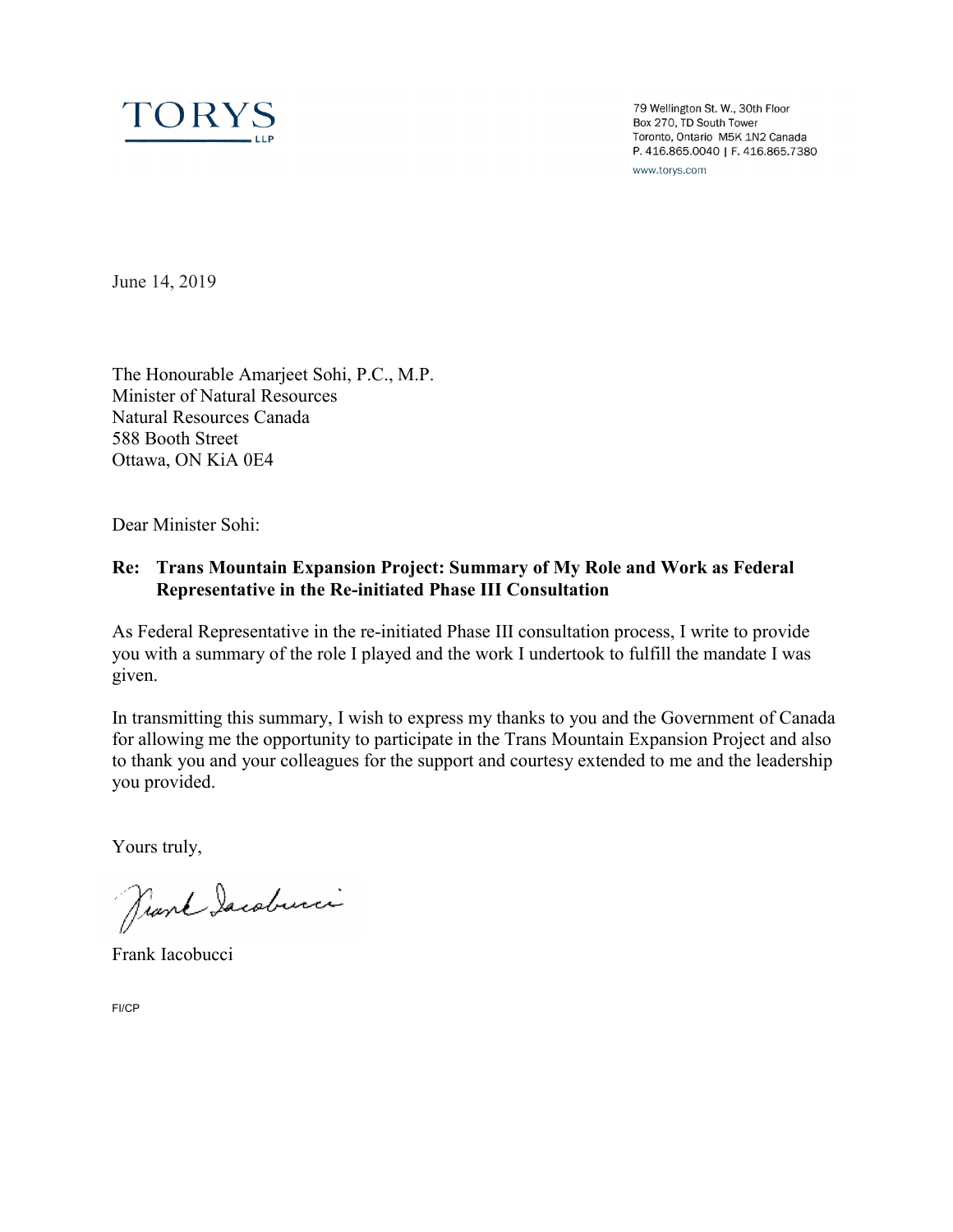TORYS LLP

79 Wellington St. W., 30th Floor
Box 270, TD South Tower
Toronto, Ontario M5K 1N2 Canada
P. 416.865.0040 | F. 416.865.7380

www.torys.com

June 14, 2019

The Honourable Amarjeet Sohi, P.C., M.P.
Minister of Natural Resources
Natural Resources Canada
588 Booth Street
Ottawa, ON KiA 0E4

Dear Minister Sohi:

**Re: Trans Mountain Expansion Project: Summary of My Role and Work as Federal Representative in the Re-initiated Phase III Consultation**

As Federal Representative in the re-initiated Phase III consultation process, I write to provide you with a summary of the role I played and the work I undertook to fulfill the mandate I was given.

In transmitting this summary, I wish to express my thanks to you and the Government of Canada for allowing me the opportunity to participate in the Trans Mountain Expansion Project and also to thank you and your colleagues for the support and courtesy extended to me and the leadership you provided.

Yours truly,

Frank Iacobucci

FI/CP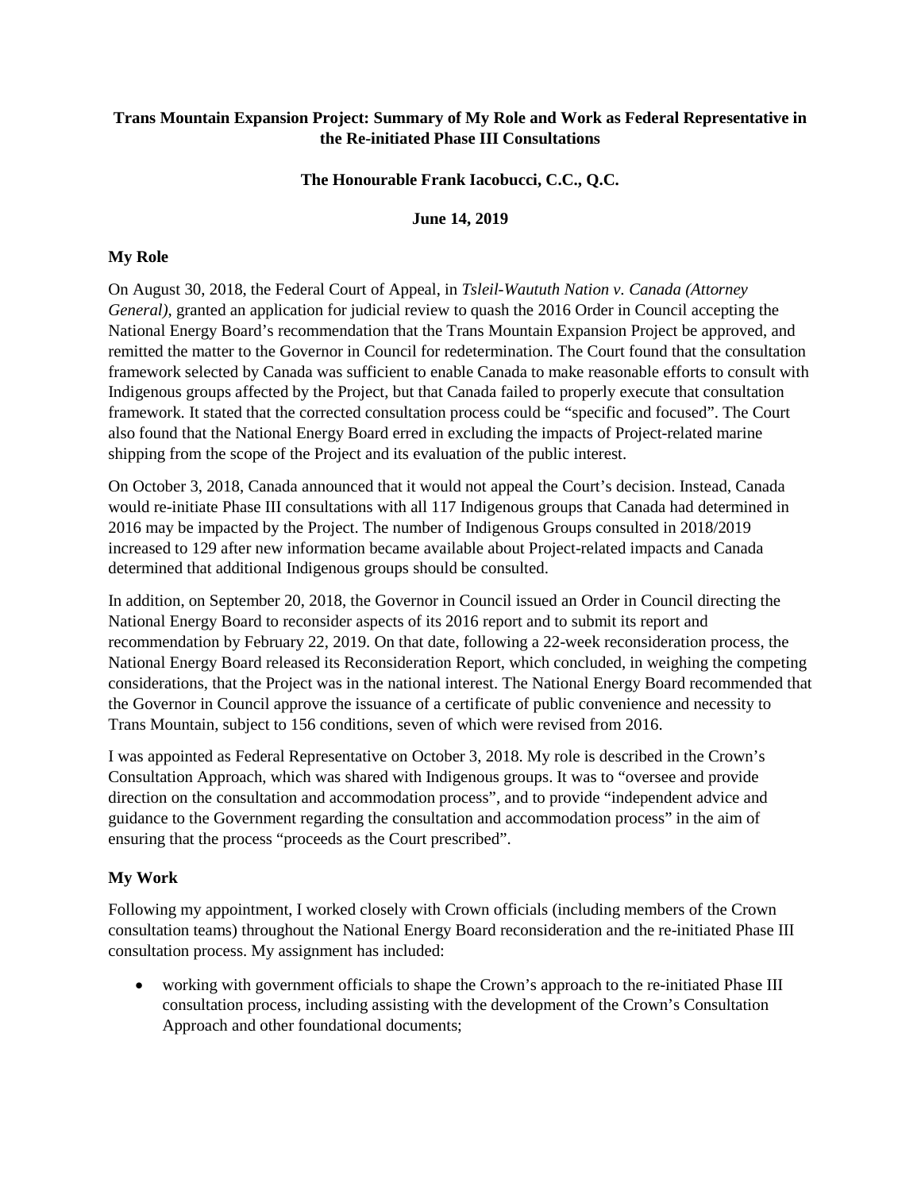**Trans Mountain Expansion Project: Summary of My Role and Work as Federal Representative in the Re-initiated Phase III Consultations**

**The Honourable Frank Iacobucci, C.C., Q.C.**

**June 14, 2019**

## My Role

On August 30, 2018, the Federal Court of Appeal, in *Tsleil-Waututh Nation v. Canada (Attorney General)*, granted an application for judicial review to quash the 2016 Order in Council accepting the National Energy Board's recommendation that the Trans Mountain Expansion Project be approved, and remitted the matter to the Governor in Council for redetermination. The Court found that the consultation framework selected by Canada was sufficient to enable Canada to make reasonable efforts to consult with Indigenous groups affected by the Project, but that Canada failed to properly execute that consultation framework. It stated that the corrected consultation process could be "specific and focused". The Court also found that the National Energy Board erred in excluding the impacts of Project-related marine shipping from the scope of the Project and its evaluation of the public interest.

On October 3, 2018, Canada announced that it would not appeal the Court's decision. Instead, Canada would re-initiate Phase III consultations with all 117 Indigenous groups that Canada had determined in 2016 may be impacted by the Project. The number of Indigenous Groups consulted in 2018/2019 increased to 129 after new information became available about Project-related impacts and Canada determined that additional Indigenous groups should be consulted.

In addition, on September 20, 2018, the Governor in Council issued an Order in Council directing the National Energy Board to reconsider aspects of its 2016 report and to submit its report and recommendation by February 22, 2019. On that date, following a 22-week reconsideration process, the National Energy Board released its Reconsideration Report, which concluded, in weighing the competing considerations, that the Project was in the national interest. The National Energy Board recommended that the Governor in Council approve the issuance of a certificate of public convenience and necessity to Trans Mountain, subject to 156 conditions, seven of which were revised from 2016.

I was appointed as Federal Representative on October 3, 2018. My role is described in the Crown's Consultation Approach, which was shared with Indigenous groups. It was to "oversee and provide direction on the consultation and accommodation process", and to provide "independent advice and guidance to the Government regarding the consultation and accommodation process" in the aim of ensuring that the process "proceeds as the Court prescribed".

## My Work

Following my appointment, I worked closely with Crown officials (including members of the Crown consultation teams) throughout the National Energy Board reconsideration and the re-initiated Phase III consultation process. My assignment has included:

- working with government officials to shape the Crown's approach to the re-initiated Phase III consultation process, including assisting with the development of the Crown's Consultation Approach and other foundational documents;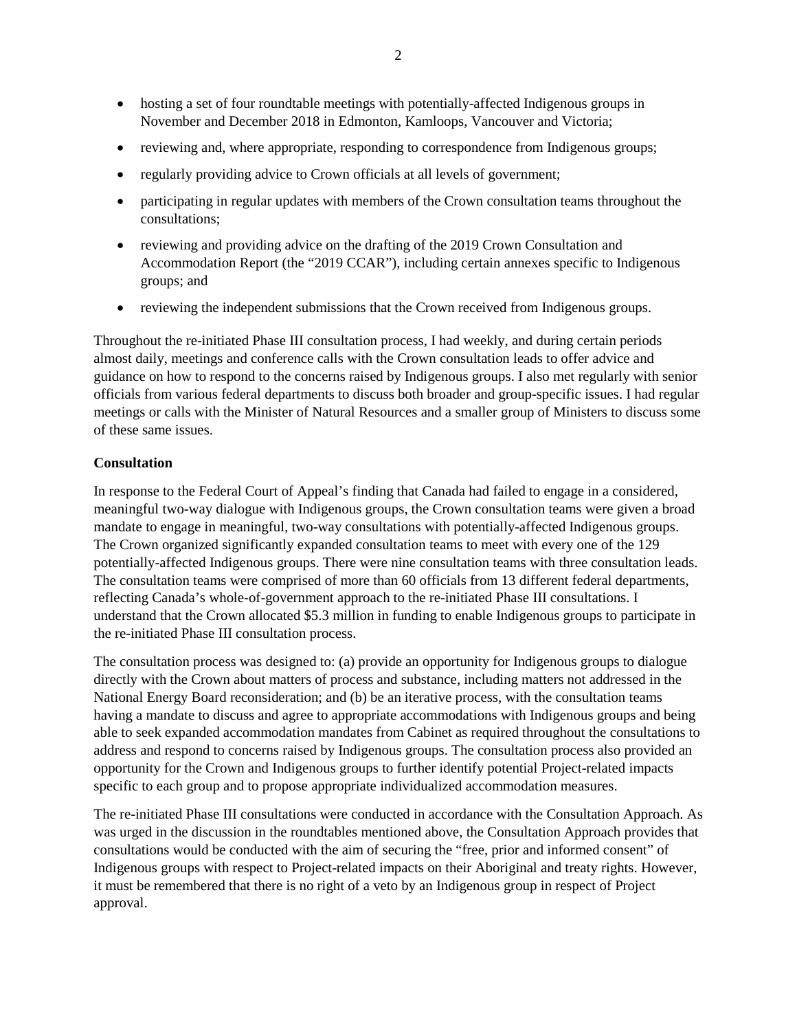- hosting a set of four roundtable meetings with potentially-affected Indigenous groups in November and December 2018 in Edmonton, Kamloops, Vancouver and Victoria;
- reviewing and, where appropriate, responding to correspondence from Indigenous groups;
- regularly providing advice to Crown officials at all levels of government;
- participating in regular updates with members of the Crown consultation teams throughout the consultations;
- reviewing and providing advice on the drafting of the 2019 Crown Consultation and Accommodation Report (the "2019 CCAR"), including certain annexes specific to Indigenous groups; and
- reviewing the independent submissions that the Crown received from Indigenous groups.

Throughout the re-initiated Phase III consultation process, I had weekly, and during certain periods almost daily, meetings and conference calls with the Crown consultation leads to offer advice and guidance on how to respond to the concerns raised by Indigenous groups. I also met regularly with senior officials from various federal departments to discuss both broader and group-specific issues. I had regular meetings or calls with the Minister of Natural Resources and a smaller group of Ministers to discuss some of these same issues.

**Consultation**

In response to the Federal Court of Appeal's finding that Canada had failed to engage in a considered, meaningful two-way dialogue with Indigenous groups, the Crown consultation teams were given a broad mandate to engage in meaningful, two-way consultations with potentially-affected Indigenous groups. The Crown organized significantly expanded consultation teams to meet with every one of the 129 potentially-affected Indigenous groups. There were nine consultation teams with three consultation leads. The consultation teams were comprised of more than 60 officials from 13 different federal departments, reflecting Canada's whole-of-government approach to the re-initiated Phase III consultations. I understand that the Crown allocated $5.3 million in funding to enable Indigenous groups to participate in the re-initiated Phase III consultation process.

The consultation process was designed to: (a) provide an opportunity for Indigenous groups to dialogue directly with the Crown about matters of process and substance, including matters not addressed in the National Energy Board reconsideration; and (b) be an iterative process, with the consultation teams having a mandate to discuss and agree to appropriate accommodations with Indigenous groups and being able to seek expanded accommodation mandates from Cabinet as required throughout the consultations to address and respond to concerns raised by Indigenous groups. The consultation process also provided an opportunity for the Crown and Indigenous groups to further identify potential Project-related impacts specific to each group and to propose appropriate individualized accommodation measures.

The re-initiated Phase III consultations were conducted in accordance with the Consultation Approach. As was urged in the discussion in the roundtables mentioned above, the Consultation Approach provides that consultations would be conducted with the aim of securing the "free, prior and informed consent" of Indigenous groups with respect to Project-related impacts on their Aboriginal and treaty rights. However, it must be remembered that there is no right of a veto by an Indigenous group in respect of Project approval.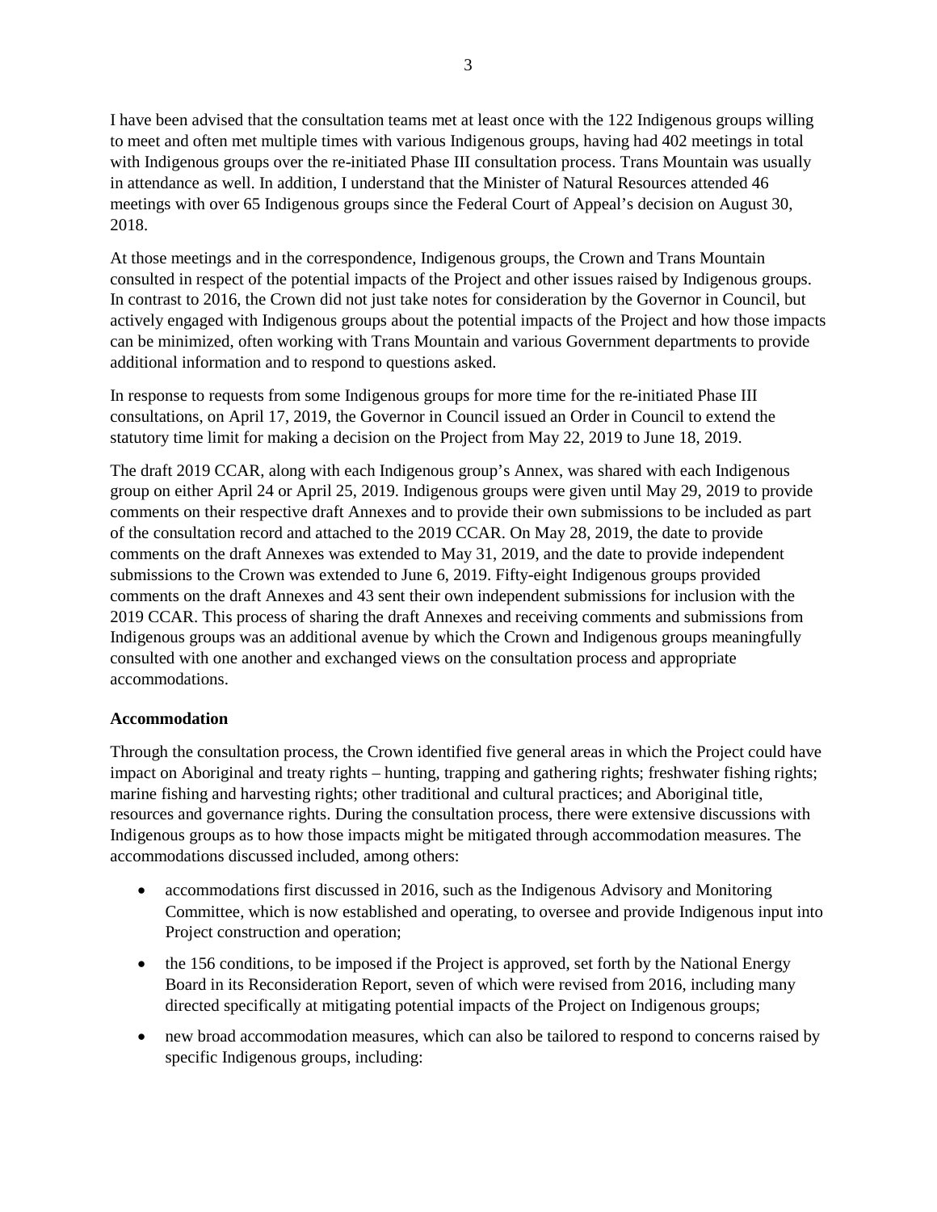I have been advised that the consultation teams met at least once with the 122 Indigenous groups willing to meet and often met multiple times with various Indigenous groups, having had 402 meetings in total with Indigenous groups over the re-initiated Phase III consultation process. Trans Mountain was usually in attendance as well. In addition, I understand that the Minister of Natural Resources attended 46 meetings with over 65 Indigenous groups since the Federal Court of Appeal's decision on August 30, 2018.

At those meetings and in the correspondence, Indigenous groups, the Crown and Trans Mountain consulted in respect of the potential impacts of the Project and other issues raised by Indigenous groups. In contrast to 2016, the Crown did not just take notes for consideration by the Governor in Council, but actively engaged with Indigenous groups about the potential impacts of the Project and how those impacts can be minimized, often working with Trans Mountain and various Government departments to provide additional information and to respond to questions asked.

In response to requests from some Indigenous groups for more time for the re-initiated Phase III consultations, on April 17, 2019, the Governor in Council issued an Order in Council to extend the statutory time limit for making a decision on the Project from May 22, 2019 to June 18, 2019.

The draft 2019 CCAR, along with each Indigenous group's Annex, was shared with each Indigenous group on either April 24 or April 25, 2019. Indigenous groups were given until May 29, 2019 to provide comments on their respective draft Annexes and to provide their own submissions to be included as part of the consultation record and attached to the 2019 CCAR. On May 28, 2019, the date to provide comments on the draft Annexes was extended to May 31, 2019, and the date to provide independent submissions to the Crown was extended to June 6, 2019. Fifty-eight Indigenous groups provided comments on the draft Annexes and 43 sent their own independent submissions for inclusion with the 2019 CCAR. This process of sharing the draft Annexes and receiving comments and submissions from Indigenous groups was an additional avenue by which the Crown and Indigenous groups meaningfully consulted with one another and exchanged views on the consultation process and appropriate accommodations.

**Accommodation**

Through the consultation process, the Crown identified five general areas in which the Project could have impact on Aboriginal and treaty rights – hunting, trapping and gathering rights; freshwater fishing rights; marine fishing and harvesting rights; other traditional and cultural practices; and Aboriginal title, resources and governance rights. During the consultation process, there were extensive discussions with Indigenous groups as to how those impacts might be mitigated through accommodation measures. The accommodations discussed included, among others:

- accommodations first discussed in 2016, such as the Indigenous Advisory and Monitoring Committee, which is now established and operating, to oversee and provide Indigenous input into Project construction and operation;
- the 156 conditions, to be imposed if the Project is approved, set forth by the National Energy Board in its Reconsideration Report, seven of which were revised from 2016, including many directed specifically at mitigating potential impacts of the Project on Indigenous groups;
- new broad accommodation measures, which can also be tailored to respond to concerns raised by specific Indigenous groups, including: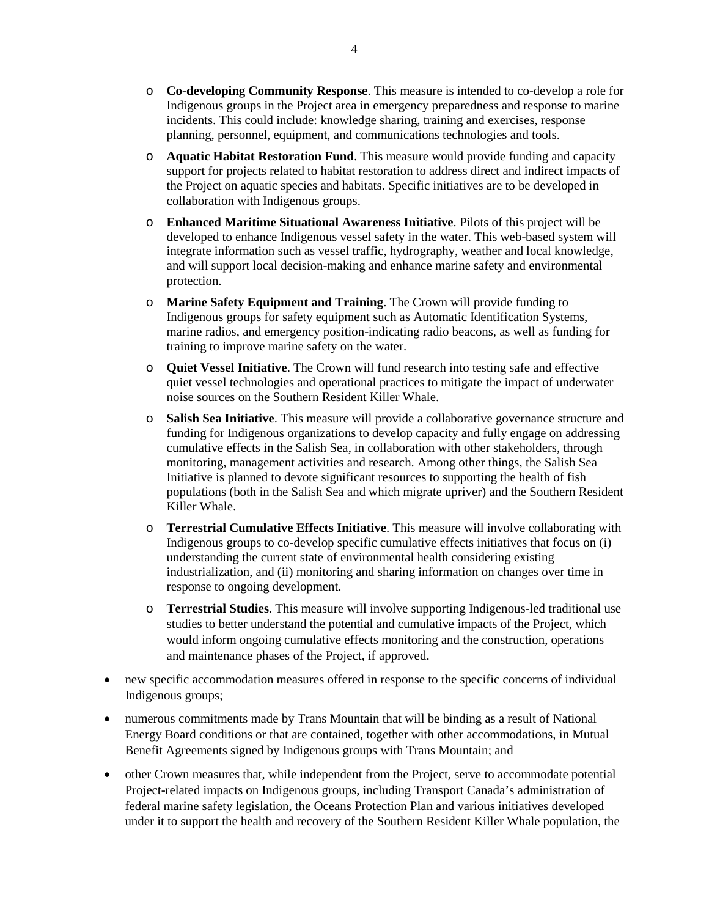- **Co-developing Community Response**. This measure is intended to co-develop a role for Indigenous groups in the Project area in emergency preparedness and response to marine incidents. This could include: knowledge sharing, training and exercises, response planning, personnel, equipment, and communications technologies and tools.
  - **Aquatic Habitat Restoration Fund**. This measure would provide funding and capacity support for projects related to habitat restoration to address direct and indirect impacts of the Project on aquatic species and habitats. Specific initiatives are to be developed in collaboration with Indigenous groups.
  - **Enhanced Maritime Situational Awareness Initiative**. Pilots of this project will be developed to enhance Indigenous vessel safety in the water. This web-based system will integrate information such as vessel traffic, hydrography, weather and local knowledge, and will support local decision-making and enhance marine safety and environmental protection.
  - **Marine Safety Equipment and Training**. The Crown will provide funding to Indigenous groups for safety equipment such as Automatic Identification Systems, marine radios, and emergency position-indicating radio beacons, as well as funding for training to improve marine safety on the water.
  - **Quiet Vessel Initiative**. The Crown will fund research into testing safe and effective quiet vessel technologies and operational practices to mitigate the impact of underwater noise sources on the Southern Resident Killer Whale.
  - **Salish Sea Initiative**. This measure will provide a collaborative governance structure and funding for Indigenous organizations to develop capacity and fully engage on addressing cumulative effects in the Salish Sea, in collaboration with other stakeholders, through monitoring, management activities and research. Among other things, the Salish Sea Initiative is planned to devote significant resources to supporting the health of fish populations (both in the Salish Sea and which migrate upriver) and the Southern Resident Killer Whale.
  - **Terrestrial Cumulative Effects Initiative**. This measure will involve collaborating with Indigenous groups to co-develop specific cumulative effects initiatives that focus on (i) understanding the current state of environmental health considering existing industrialization, and (ii) monitoring and sharing information on changes over time in response to ongoing development.
  - **Terrestrial Studies**. This measure will involve supporting Indigenous-led traditional use studies to better understand the potential and cumulative impacts of the Project, which would inform ongoing cumulative effects monitoring and the construction, operations and maintenance phases of the Project, if approved.
- new specific accommodation measures offered in response to the specific concerns of individual Indigenous groups;
- numerous commitments made by Trans Mountain that will be binding as a result of National Energy Board conditions or that are contained, together with other accommodations, in Mutual Benefit Agreements signed by Indigenous groups with Trans Mountain; and
- other Crown measures that, while independent from the Project, serve to accommodate potential Project-related impacts on Indigenous groups, including Transport Canada's administration of federal marine safety legislation, the Oceans Protection Plan and various initiatives developed under it to support the health and recovery of the Southern Resident Killer Whale population, the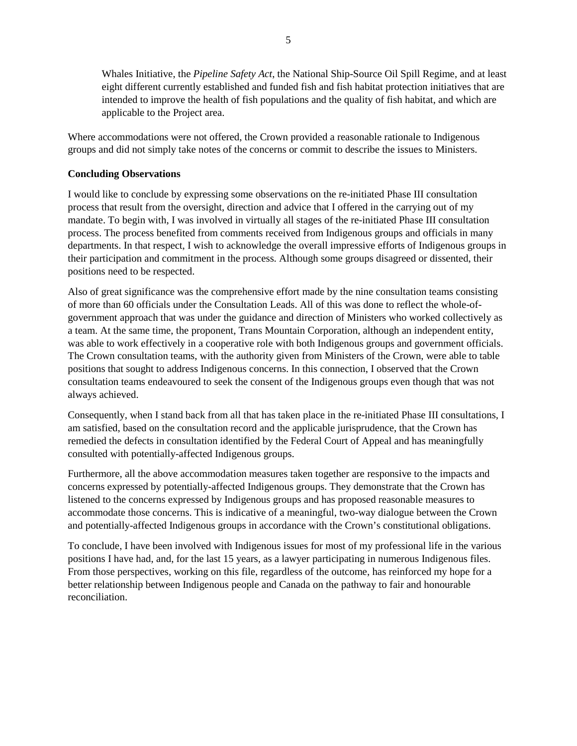Whales Initiative, the *Pipeline Safety Act*, the National Ship-Source Oil Spill Regime, and at least eight different currently established and funded fish and fish habitat protection initiatives that are intended to improve the health of fish populations and the quality of fish habitat, and which are applicable to the Project area.

Where accommodations were not offered, the Crown provided a reasonable rationale to Indigenous groups and did not simply take notes of the concerns or commit to describe the issues to Ministers.

**Concluding Observations**

I would like to conclude by expressing some observations on the re-initiated Phase III consultation process that result from the oversight, direction and advice that I offered in the carrying out of my mandate. To begin with, I was involved in virtually all stages of the re-initiated Phase III consultation process. The process benefited from comments received from Indigenous groups and officials in many departments. In that respect, I wish to acknowledge the overall impressive efforts of Indigenous groups in their participation and commitment in the process. Although some groups disagreed or dissented, their positions need to be respected.

Also of great significance was the comprehensive effort made by the nine consultation teams consisting of more than 60 officials under the Consultation Leads. All of this was done to reflect the whole-of-government approach that was under the guidance and direction of Ministers who worked collectively as a team. At the same time, the proponent, Trans Mountain Corporation, although an independent entity, was able to work effectively in a cooperative role with both Indigenous groups and government officials. The Crown consultation teams, with the authority given from Ministers of the Crown, were able to table positions that sought to address Indigenous concerns. In this connection, I observed that the Crown consultation teams endeavoured to seek the consent of the Indigenous groups even though that was not always achieved.

Consequently, when I stand back from all that has taken place in the re-initiated Phase III consultations, I am satisfied, based on the consultation record and the applicable jurisprudence, that the Crown has remedied the defects in consultation identified by the Federal Court of Appeal and has meaningfully consulted with potentially-affected Indigenous groups.

Furthermore, all the above accommodation measures taken together are responsive to the impacts and concerns expressed by potentially-affected Indigenous groups. They demonstrate that the Crown has listened to the concerns expressed by Indigenous groups and has proposed reasonable measures to accommodate those concerns. This is indicative of a meaningful, two-way dialogue between the Crown and potentially-affected Indigenous groups in accordance with the Crown's constitutional obligations.

To conclude, I have been involved with Indigenous issues for most of my professional life in the various positions I have had, and, for the last 15 years, as a lawyer participating in numerous Indigenous files. From those perspectives, working on this file, regardless of the outcome, has reinforced my hope for a better relationship between Indigenous people and Canada on the pathway to fair and honourable reconciliation.